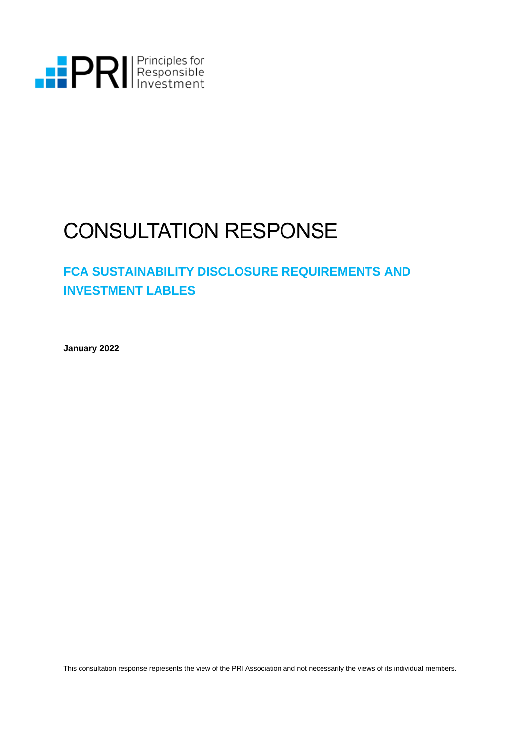PRI | Principles for Responsible Investment

# CONSULTATION RESPONSE

## FCA SUSTAINABILITY DISCLOSURE REQUIREMENTS AND INVESTMENT LABLES

**January 2022**

This consultation response represents the view of the PRI Association and not necessarily the views of its individual members.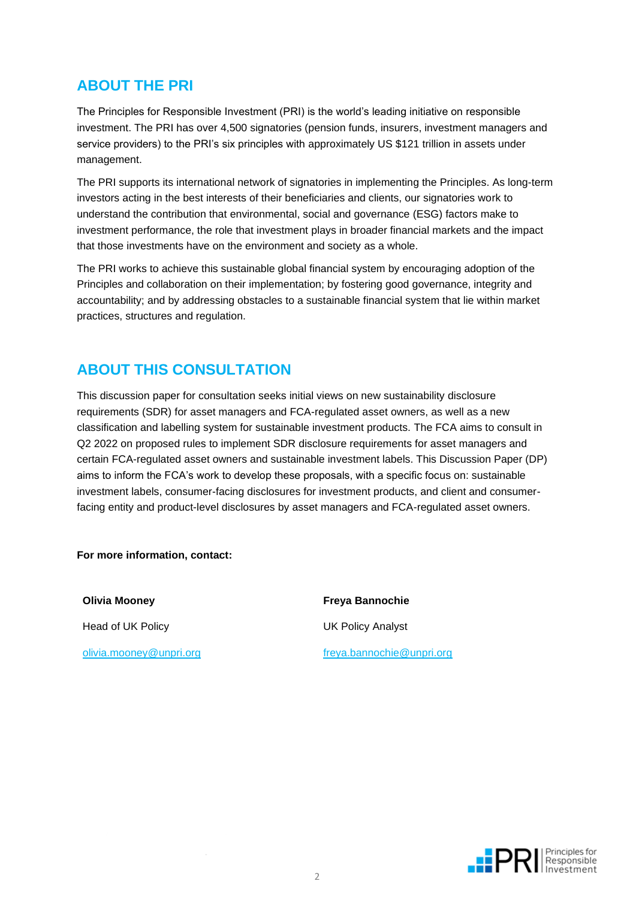## ABOUT THE PRI

The Principles for Responsible Investment (PRI) is the world's leading initiative on responsible investment. The PRI has over 4,500 signatories (pension funds, insurers, investment managers and service providers) to the PRI's six principles with approximately US $121 trillion in assets under management.

The PRI supports its international network of signatories in implementing the Principles. As long-term investors acting in the best interests of their beneficiaries and clients, our signatories work to understand the contribution that environmental, social and governance (ESG) factors make to investment performance, the role that investment plays in broader financial markets and the impact that those investments have on the environment and society as a whole.

The PRI works to achieve this sustainable global financial system by encouraging adoption of the Principles and collaboration on their implementation; by fostering good governance, integrity and accountability; and by addressing obstacles to a sustainable financial system that lie within market practices, structures and regulation.

## ABOUT THIS CONSULTATION

This discussion paper for consultation seeks initial views on new sustainability disclosure requirements (SDR) for asset managers and FCA-regulated asset owners, as well as a new classification and labelling system for sustainable investment products. The FCA aims to consult in Q2 2022 on proposed rules to implement SDR disclosure requirements for asset managers and certain FCA-regulated asset owners and sustainable investment labels. This Discussion Paper (DP) aims to inform the FCA's work to develop these proposals, with a specific focus on: sustainable investment labels, consumer-facing disclosures for investment products, and client and consumer-facing entity and product-level disclosures by asset managers and FCA-regulated asset owners.

**For more information, contact:**

**Olivia Mooney**

Head of UK Policy

olivia.mooney@unpri.org

**Freya Bannochie**

UK Policy Analyst

freya.bannochie@unpri.org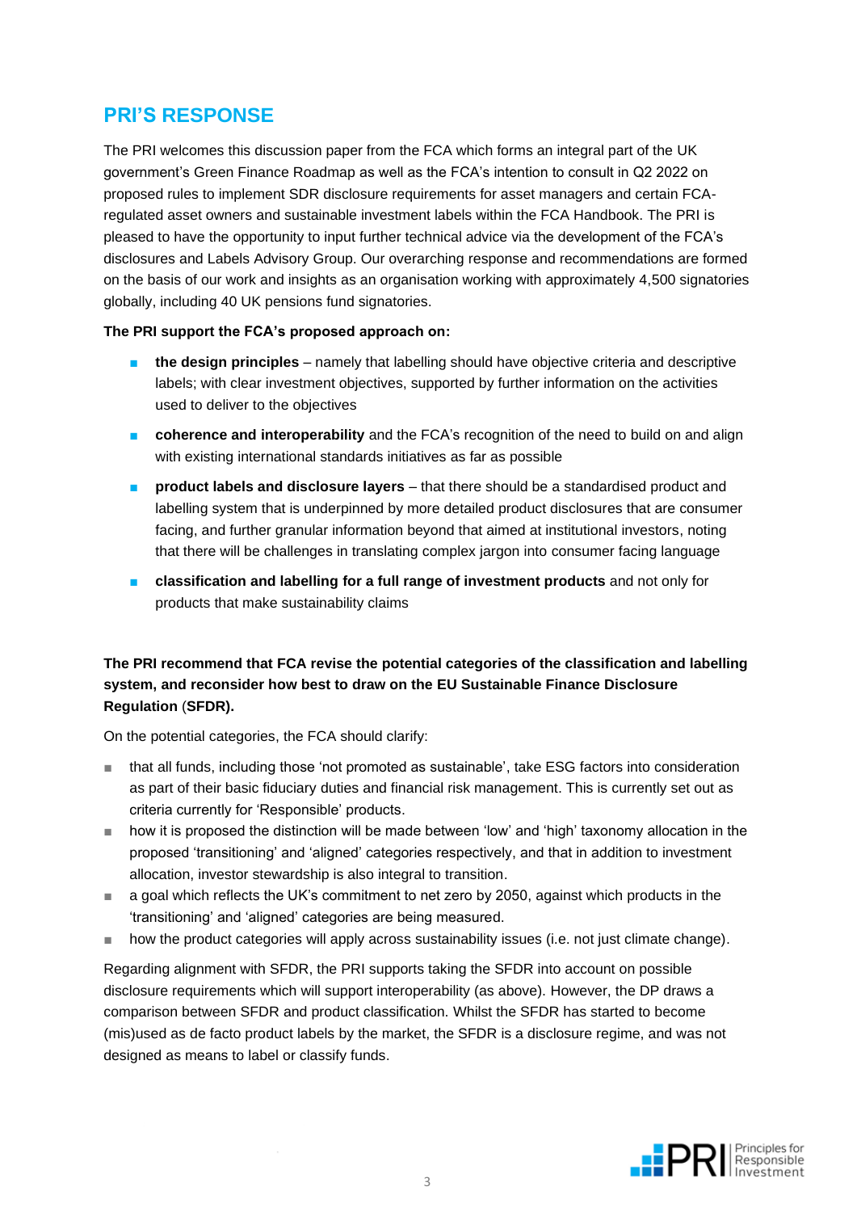## PRI'S RESPONSE

The PRI welcomes this discussion paper from the FCA which forms an integral part of the UK government's Green Finance Roadmap as well as the FCA's intention to consult in Q2 2022 on proposed rules to implement SDR disclosure requirements for asset managers and certain FCA-regulated asset owners and sustainable investment labels within the FCA Handbook. The PRI is pleased to have the opportunity to input further technical advice via the development of the FCA's disclosures and Labels Advisory Group. Our overarching response and recommendations are formed on the basis of our work and insights as an organisation working with approximately 4,500 signatories globally, including 40 UK pensions fund signatories.

**The PRI support the FCA's proposed approach on:**

- **the design principles** – namely that labelling should have objective criteria and descriptive labels; with clear investment objectives, supported by further information on the activities used to deliver to the objectives
- **coherence and interoperability** and the FCA's recognition of the need to build on and align with existing international standards initiatives as far as possible
- **product labels and disclosure layers** – that there should be a standardised product and labelling system that is underpinned by more detailed product disclosures that are consumer facing, and further granular information beyond that aimed at institutional investors, noting that there will be challenges in translating complex jargon into consumer facing language
- **classification and labelling for a full range of investment products** and not only for products that make sustainability claims

**The PRI recommend that FCA revise the potential categories of the classification and labelling system, and reconsider how best to draw on the EU Sustainable Finance Disclosure Regulation** (**SFDR).**

On the potential categories, the FCA should clarify:

- that all funds, including those 'not promoted as sustainable', take ESG factors into consideration as part of their basic fiduciary duties and financial risk management. This is currently set out as criteria currently for 'Responsible' products.
- how it is proposed the distinction will be made between 'low' and 'high' taxonomy allocation in the proposed 'transitioning' and 'aligned' categories respectively, and that in addition to investment allocation, investor stewardship is also integral to transition.
- a goal which reflects the UK's commitment to net zero by 2050, against which products in the 'transitioning' and 'aligned' categories are being measured.
- how the product categories will apply across sustainability issues (i.e. not just climate change).

Regarding alignment with SFDR, the PRI supports taking the SFDR into account on possible disclosure requirements which will support interoperability (as above). However, the DP draws a comparison between SFDR and product classification. Whilst the SFDR has started to become (mis)used as de facto product labels by the market, the SFDR is a disclosure regime, and was not designed as means to label or classify funds.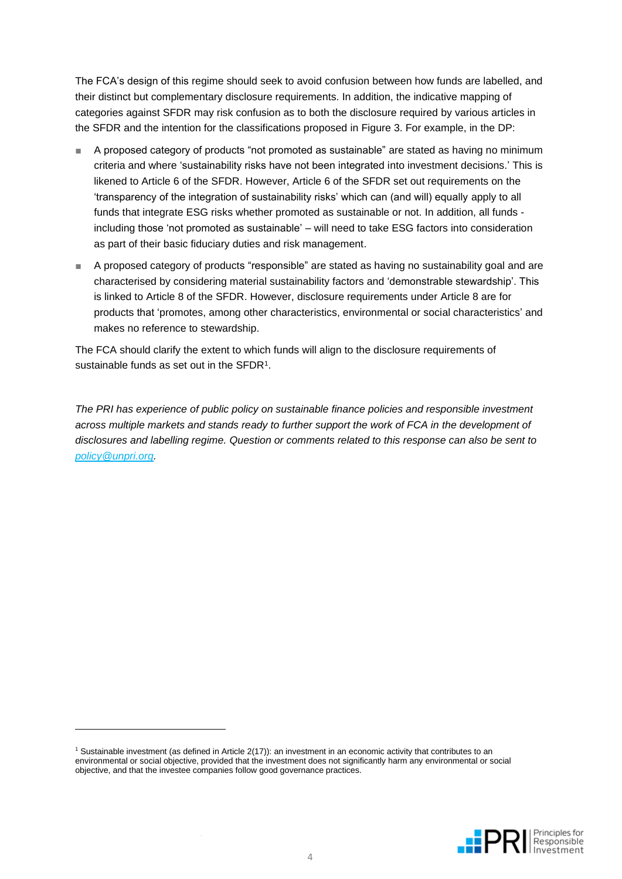The FCA's design of this regime should seek to avoid confusion between how funds are labelled, and their distinct but complementary disclosure requirements. In addition, the indicative mapping of categories against SFDR may risk confusion as to both the disclosure required by various articles in the SFDR and the intention for the classifications proposed in Figure 3. For example, in the DP:

- A proposed category of products "not promoted as sustainable" are stated as having no minimum criteria and where 'sustainability risks have not been integrated into investment decisions.' This is likened to Article 6 of the SFDR. However, Article 6 of the SFDR set out requirements on the 'transparency of the integration of sustainability risks' which can (and will) equally apply to all funds that integrate ESG risks whether promoted as sustainable or not. In addition, all funds - including those 'not promoted as sustainable' – will need to take ESG factors into consideration as part of their basic fiduciary duties and risk management.
- A proposed category of products "responsible" are stated as having no sustainability goal and are characterised by considering material sustainability factors and 'demonstrable stewardship'. This is linked to Article 8 of the SFDR. However, disclosure requirements under Article 8 are for products that 'promotes, among other characteristics, environmental or social characteristics' and makes no reference to stewardship.

The FCA should clarify the extent to which funds will align to the disclosure requirements of sustainable funds as set out in the SFDR[1].

*The PRI has experience of public policy on sustainable finance policies and responsible investment across multiple markets and stands ready to further support the work of FCA in the development of disclosures and labelling regime. Question or comments related to this response can also be sent to [policy@unpri.org](mailto:policy@unpri.org).*

[1] Sustainable investment (as defined in Article 2(17)): an investment in an economic activity that contributes to an environmental or social objective, provided that the investment does not significantly harm any environmental or social objective, and that the investee companies follow good governance practices.